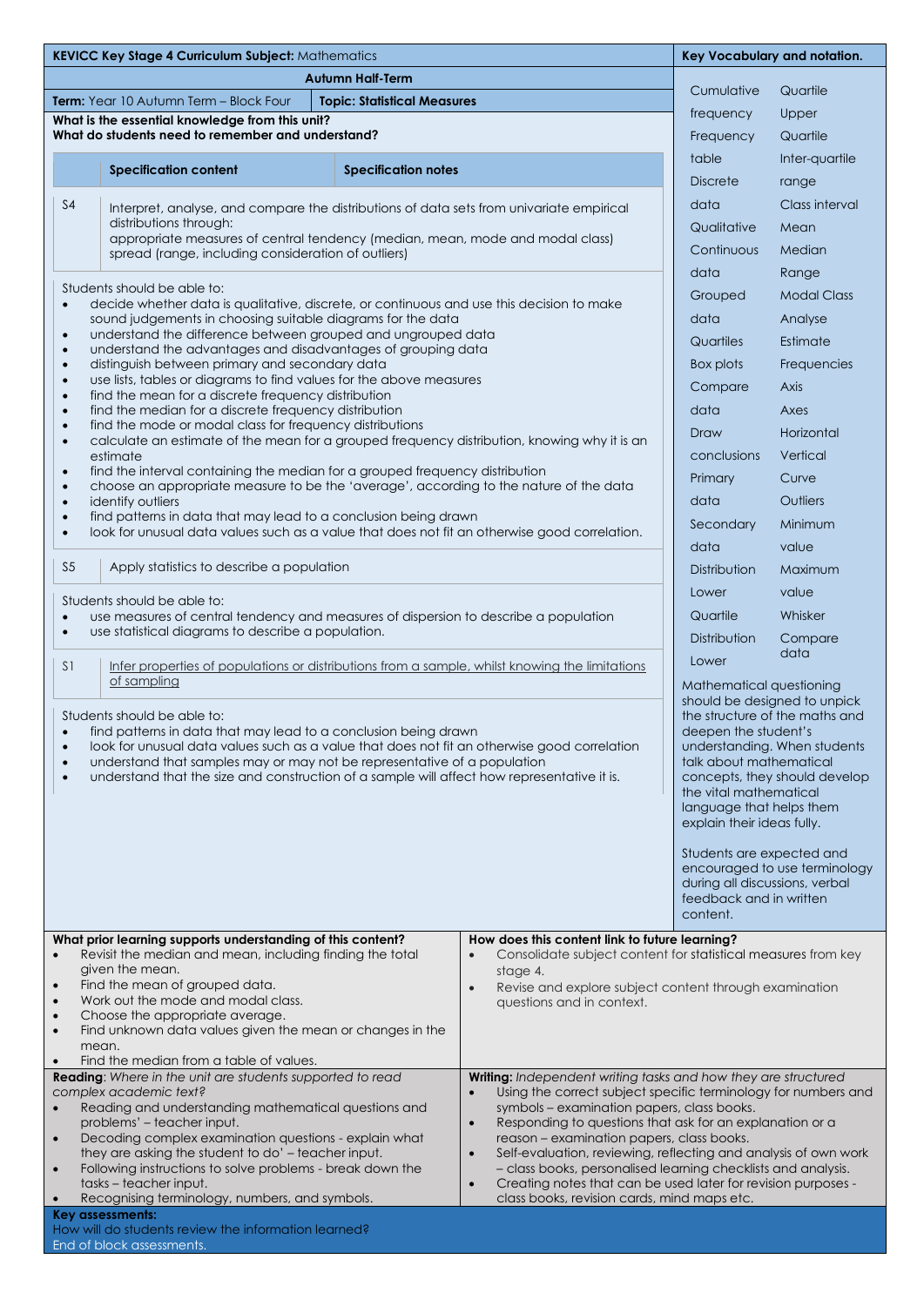**KEVICC Key Stage 4 Curriculum Subject:** Mathematics

**Autumn Half-Term**

**Term:** Year 10 Autumn Term – Block Four | **Topic: Statistical Measures**

**What is the essential knowledge from this unit?**
**What do students need to remember and understand?**

| | **Specification content** | **Specification notes** |
|---|---|---|
| S4 | Interpret, analyse, and compare the distributions of data sets from univariate empirical distributions through: appropriate measures of central tendency (median, mean, mode and modal class) spread (range, including consideration of outliers) | |

Students should be able to:

- decide whether data is qualitative, discrete, or continuous and use this decision to make sound judgements in choosing suitable diagrams for the data
- understand the difference between grouped and ungrouped data
- understand the advantages and disadvantages of grouping data
- distinguish between primary and secondary data
- use lists, tables or diagrams to find values for the above measures
- find the mean for a discrete frequency distribution
- find the median for a discrete frequency distribution
- find the mode or modal class for frequency distributions
- calculate an estimate of the mean for a grouped frequency distribution, knowing why it is an estimate
- find the interval containing the median for a grouped frequency distribution
- choose an appropriate measure to be the 'average', according to the nature of the data
- identify outliers
- find patterns in data that may lead to a conclusion being drawn
- look for unusual data values such as a value that does not fit an otherwise good correlation.

| | |
|---|---|
| S5 | Apply statistics to describe a population |

Students should be able to:

- use measures of central tendency and measures of dispersion to describe a population
- use statistical diagrams to describe a population.

| | |
|---|---|
| S1 | <u>Infer properties of populations or distributions from a sample, whilst knowing the limitations of sampling</u> |

Students should be able to:

- find patterns in data that may lead to a conclusion being drawn
- look for unusual data values such as a value that does not fit an otherwise good correlation
- understand that samples may or may not be representative of a population
- understand that the size and construction of a sample will affect how representative it is.

**Key Vocabulary and notation.**

| | |
|---|---|
| Cumulative frequency | Quartile |
| Frequency table | Upper Quartile |
| Discrete data | Inter-quartile range |
| Qualitative | Class interval |
| Continuous data | Mean |
| Grouped data | Median |
| Quartiles | Range |
| Box plots | Modal Class |
| Compare data | Analyse |
| Draw conclusions | Estimate |
| Primary data | Frequencies |
| Secondary data | Axis |
| Distribution | Axes |
| Lower Quartile | Horizontal |
| Distribution | Vertical |
| Lower | Curve |
| | Outliers |
| | Minimum value |
| | Maximum value |
| | Whisker |
| | Compare data |

Mathematical questioning should be designed to unpick the structure of the maths and deepen the student's understanding. When students talk about mathematical concepts, they should develop the vital mathematical language that helps them explain their ideas fully.

Students are expected and encouraged to use terminology during all discussions, verbal feedback and in written content.

**What prior learning supports understanding of this content?**

- Revisit the median and mean, including finding the total given the mean.
- Find the mean of grouped data.
- Work out the mode and modal class.
- Choose the appropriate average.
- Find unknown data values given the mean or changes in the mean.
- Find the median from a table of values.

**How does this content link to future learning?**

- Consolidate subject content for statistical measures from key stage 4.
- Revise and explore subject content through examination questions and in context.

**Reading**: *Where in the unit are students supported to read complex academic text?*

- Reading and understanding mathematical questions and problems' – teacher input.
- Decoding complex examination questions - explain what they are asking the student to do' – teacher input.
- Following instructions to solve problems - break down the tasks – teacher input.
- Recognising terminology, numbers, and symbols.

**Writing:** *Independent writing tasks and how they are structured*

- Using the correct subject specific terminology for numbers and symbols – examination papers, class books.
- Responding to questions that ask for an explanation or a reason – examination papers, class books.
- Self-evaluation, reviewing, reflecting and analysis of own work – class books, personalised learning checklists and analysis.
- Creating notes that can be used later for revision purposes - class books, revision cards, mind maps etc.

**Key assessments:**
How will do students review the information learned?
End of block assessments.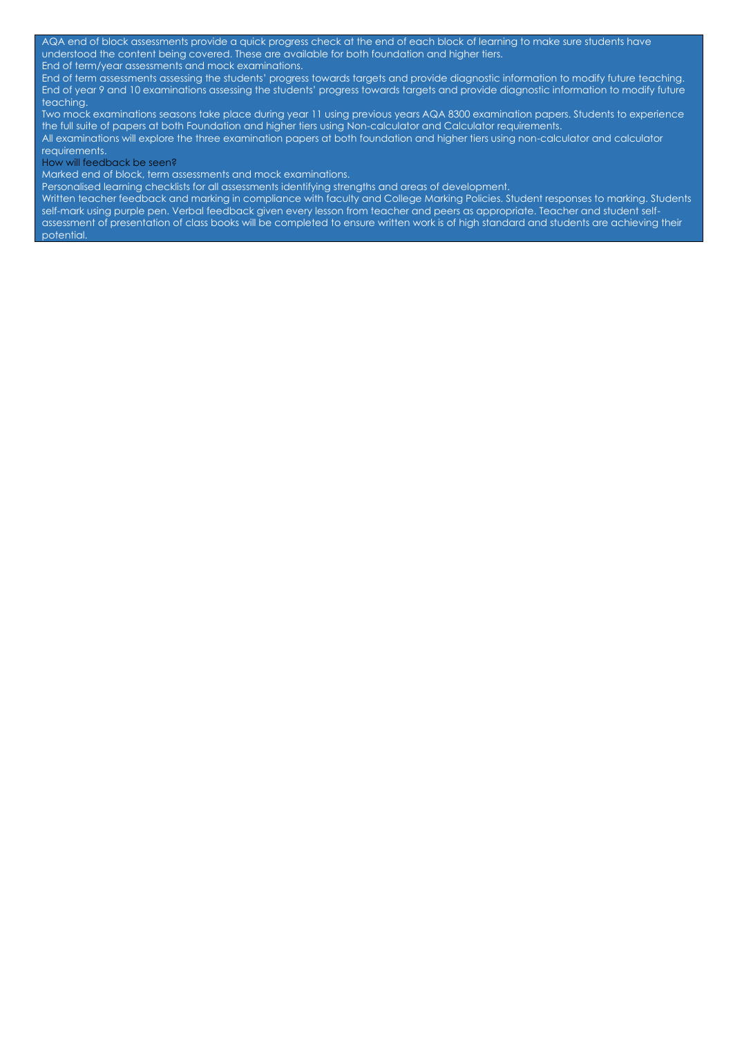AQA end of block assessments provide a quick progress check at the end of each block of learning to make sure students have understood the content being covered. These are available for both foundation and higher tiers.

End of term/year assessments and mock examinations.

End of term assessments assessing the students' progress towards targets and provide diagnostic information to modify future teaching.

End of year 9 and 10 examinations assessing the students' progress towards targets and provide diagnostic information to modify future teaching.

Two mock examinations seasons take place during year 11 using previous years AQA 8300 examination papers. Students to experience the full suite of papers at both Foundation and higher tiers using Non-calculator and Calculator requirements.

All examinations will explore the three examination papers at both foundation and higher tiers using non-calculator and calculator requirements.

How will feedback be seen?

Marked end of block, term assessments and mock examinations.

Personalised learning checklists for all assessments identifying strengths and areas of development.

Written teacher feedback and marking in compliance with faculty and College Marking Policies. Student responses to marking. Students self-mark using purple pen. Verbal feedback given every lesson from teacher and peers as appropriate. Teacher and student self-assessment of presentation of class books will be completed to ensure written work is of high standard and students are achieving their potential.